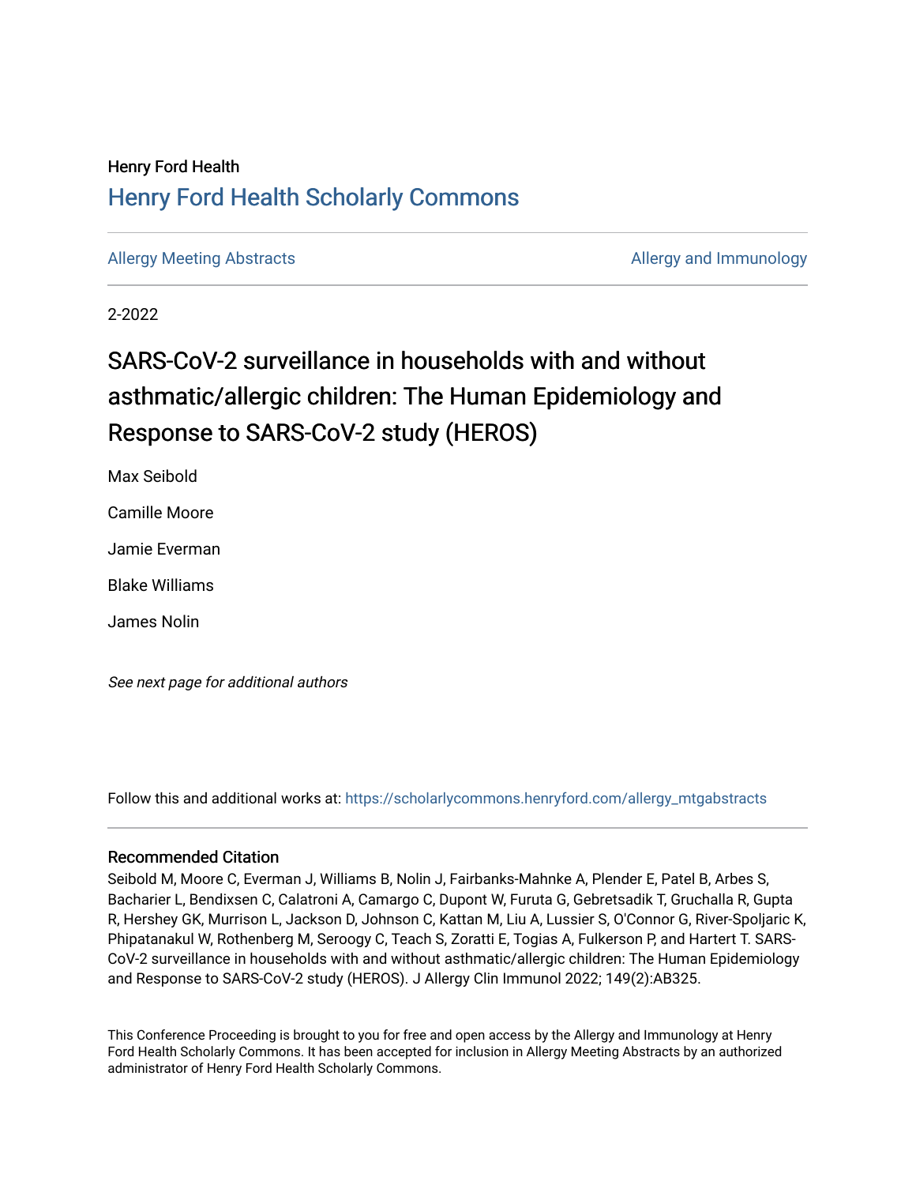Henry Ford Health

# Henry Ford Health Scholarly Commons

Allergy Meeting Abstracts | Allergy and Immunology

2-2022

# SARS-CoV-2 surveillance in households with and without asthmatic/allergic children: The Human Epidemiology and Response to SARS-CoV-2 study (HEROS)

Max Seibold

Camille Moore

Jamie Everman

Blake Williams

James Nolin

*See next page for additional authors*

Follow this and additional works at: https://scholarlycommons.henryford.com/allergy_mtgabstracts

## Recommended Citation

Seibold M, Moore C, Everman J, Williams B, Nolin J, Fairbanks-Mahnke A, Plender E, Patel B, Arbes S, Bacharier L, Bendixsen C, Calatroni A, Camargo C, Dupont W, Furuta G, Gebretsadik T, Gruchalla R, Gupta R, Hershey GK, Murrison L, Jackson D, Johnson C, Kattan M, Liu A, Lussier S, O'Connor G, River-Spoljaric K, Phipatanakul W, Rothenberg M, Seroogy C, Teach S, Zoratti E, Togias A, Fulkerson P, and Hartert T. SARS-CoV-2 surveillance in households with and without asthmatic/allergic children: The Human Epidemiology and Response to SARS-CoV-2 study (HEROS). J Allergy Clin Immunol 2022; 149(2):AB325.

This Conference Proceeding is brought to you for free and open access by the Allergy and Immunology at Henry Ford Health Scholarly Commons. It has been accepted for inclusion in Allergy Meeting Abstracts by an authorized administrator of Henry Ford Health Scholarly Commons.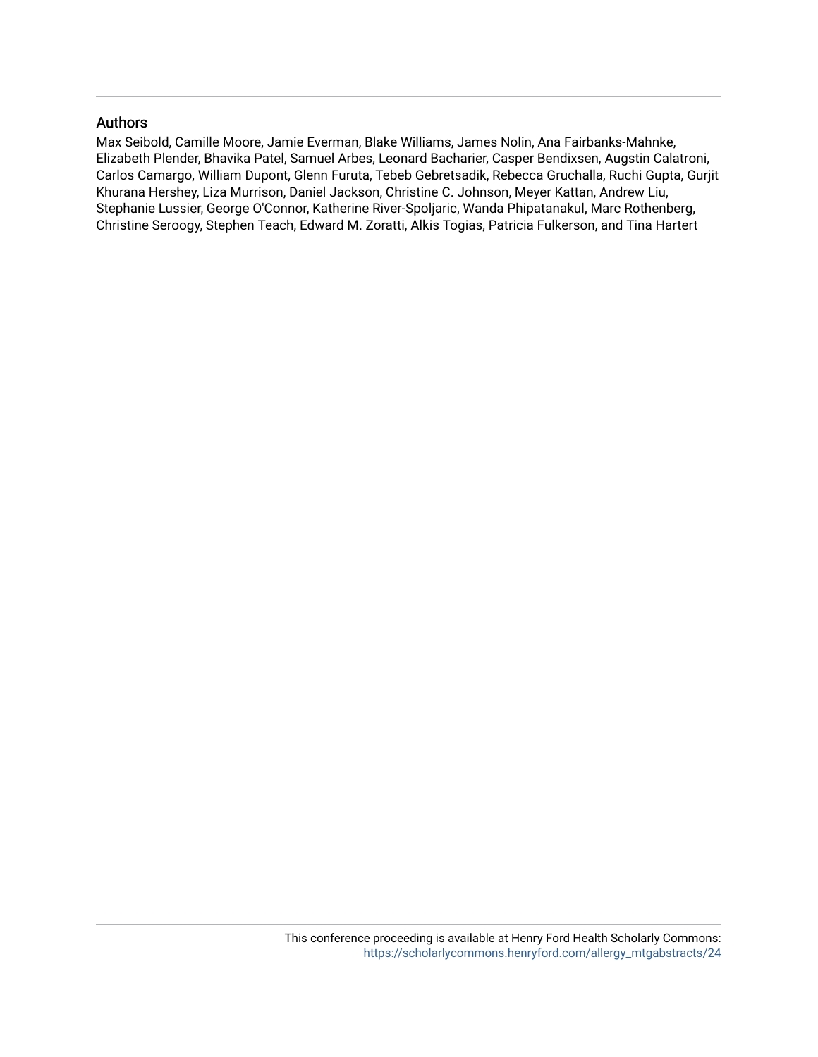## Authors

Max Seibold, Camille Moore, Jamie Everman, Blake Williams, James Nolin, Ana Fairbanks-Mahnke, Elizabeth Plender, Bhavika Patel, Samuel Arbes, Leonard Bacharier, Casper Bendixsen, Augstin Calatroni, Carlos Camargo, William Dupont, Glenn Furuta, Tebeb Gebretsadik, Rebecca Gruchalla, Ruchi Gupta, Gurjit Khurana Hershey, Liza Murrison, Daniel Jackson, Christine C. Johnson, Meyer Kattan, Andrew Liu, Stephanie Lussier, George O'Connor, Katherine River-Spoljaric, Wanda Phipatanakul, Marc Rothenberg, Christine Seroogy, Stephen Teach, Edward M. Zoratti, Alkis Togias, Patricia Fulkerson, and Tina Hartert

This conference proceeding is available at Henry Ford Health Scholarly Commons: https://scholarlycommons.henryford.com/allergy_mtgabstracts/24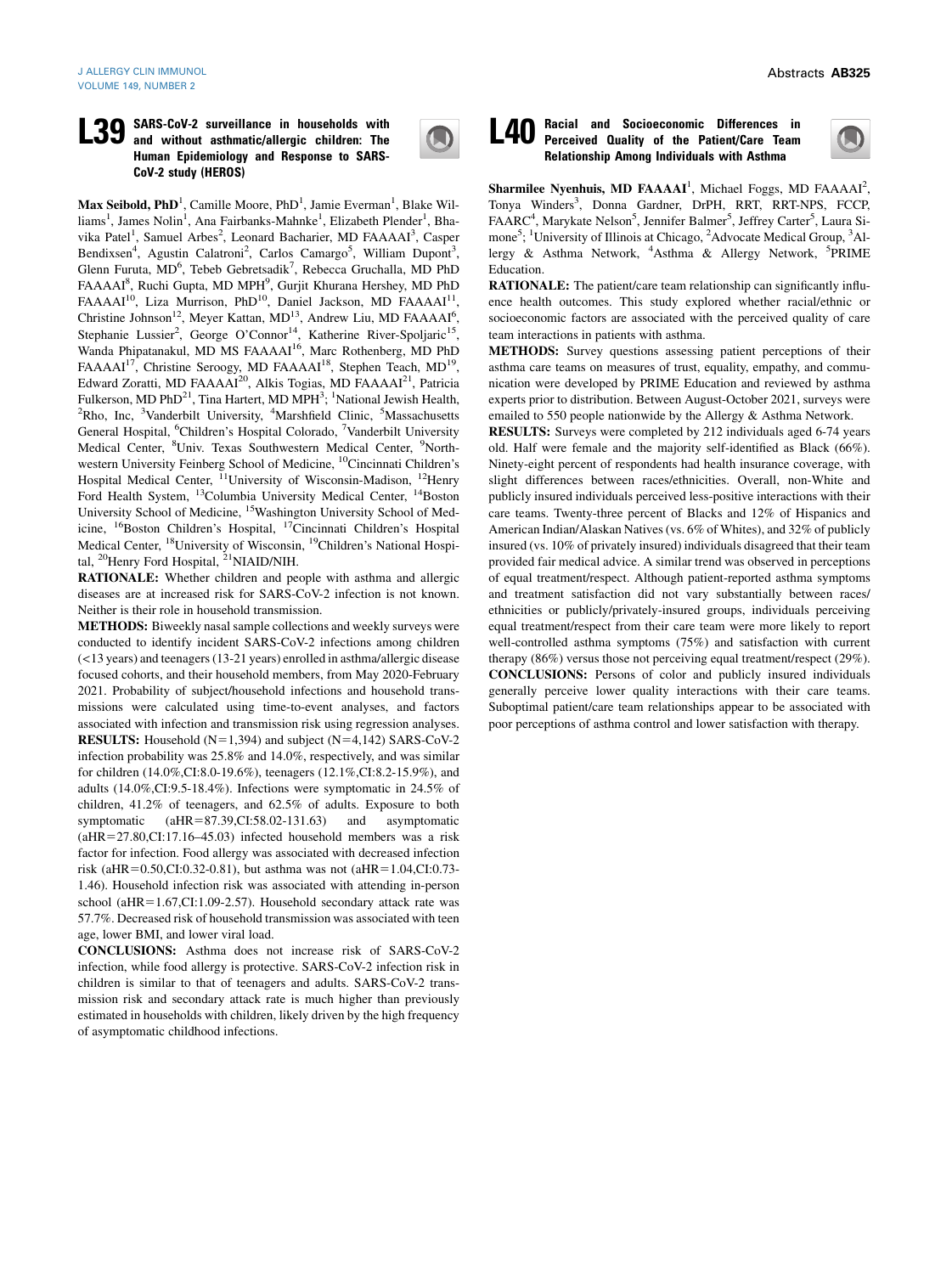## L39 SARS-CoV-2 surveillance in households with and without asthmatic/allergic children: The Human Epidemiology and Response to SARS-CoV-2 study (HEROS)

**Max Seibold, PhD**[1], Camille Moore, PhD[1], Jamie Everman[1], Blake Williams[1], James Nolin[1], Ana Fairbanks-Mahnke[1], Elizabeth Plender[1], Bhavika Patel[1], Samuel Arbes[2], Leonard Bacharier, MD FAAAAI[3], Casper Bendixsen[4], Agustin Calatroni[2], Carlos Camargo[5], William Dupont[3], Glenn Furuta, MD[6], Tebeb Gebretsadik[7], Rebecca Gruchalla, MD PhD FAAAAI[8], Ruchi Gupta, MD MPH[9], Gurjit Khurana Hershey, MD PhD FAAAAI[10], Liza Murrison, PhD[10], Daniel Jackson, MD FAAAAI[11], Christine Johnson[12], Meyer Kattan, MD[13], Andrew Liu, MD FAAAAI[6], Stephanie Lussier[2], George O'Connor[14], Katherine River-Spoljaric[15], Wanda Phipatanakul, MD MS FAAAAI[16], Marc Rothenberg, MD PhD FAAAAI[17], Christine Seroogy, MD FAAAAI[18], Stephen Teach, MD[19], Edward Zoratti, MD FAAAAI[20], Alkis Togias, MD FAAAAI[21], Patricia Fulkerson, MD PhD[21], Tina Hartert, MD MPH[3]; [1]National Jewish Health, [2]Rho, Inc, [3]Vanderbilt University, [4]Marshfield Clinic, [5]Massachusetts General Hospital, [6]Children's Hospital Colorado, [7]Vanderbilt University Medical Center, [8]Univ. Texas Southwestern Medical Center, [9]Northwestern University Feinberg School of Medicine, [10]Cincinnati Children's Hospital Medical Center, [11]University of Wisconsin-Madison, [12]Henry Ford Health System, [13]Columbia University Medical Center, [14]Boston University School of Medicine, [15]Washington University School of Medicine, [16]Boston Children's Hospital, [17]Cincinnati Children's Hospital Medical Center, [18]University of Wisconsin, [19]Children's National Hospital, [20]Henry Ford Hospital, [21]NIAID/NIH.

**RATIONALE:** Whether children and people with asthma and allergic diseases are at increased risk for SARS-CoV-2 infection is not known. Neither is their role in household transmission.

**METHODS:** Biweekly nasal sample collections and weekly surveys were conducted to identify incident SARS-CoV-2 infections among children (<13 years) and teenagers (13-21 years) enrolled in asthma/allergic disease focused cohorts, and their household members, from May 2020-February 2021. Probability of subject/household infections and household transmissions were calculated using time-to-event analyses, and factors associated with infection and transmission risk using regression analyses.

**RESULTS:** Household (N=1,394) and subject (N=4,142) SARS-CoV-2 infection probability was 25.8% and 14.0%, respectively, and was similar for children (14.0%,CI:8.0-19.6%), teenagers (12.1%,CI:8.2-15.9%), and adults (14.0%,CI:9.5-18.4%). Infections were symptomatic in 24.5% of children, 41.2% of teenagers, and 62.5% of adults. Exposure to both symptomatic (aHR=87.39,CI:58.02-131.63) and asymptomatic (aHR=27.80,CI:17.16–45.03) infected household members was a risk factor for infection. Food allergy was associated with decreased infection risk (aHR=0.50,CI:0.32-0.81), but asthma was not (aHR=1.04,CI:0.73-1.46). Household infection risk was associated with attending in-person school (aHR=1.67,CI:1.09-2.57). Household secondary attack rate was 57.7%. Decreased risk of household transmission was associated with teen age, lower BMI, and lower viral load.

**CONCLUSIONS:** Asthma does not increase risk of SARS-CoV-2 infection, while food allergy is protective. SARS-CoV-2 infection risk in children is similar to that of teenagers and adults. SARS-CoV-2 transmission risk and secondary attack rate is much higher than previously estimated in households with children, likely driven by the high frequency of asymptomatic childhood infections.

## L40 Racial and Socioeconomic Differences in Perceived Quality of the Patient/Care Team Relationship Among Individuals with Asthma

**Sharmilee Nyenhuis, MD FAAAAI**[1], Michael Foggs, MD FAAAAI[2], Tonya Winders[3], Donna Gardner, DrPH, RRT, RRT-NPS, FCCP, FAARC[4], Marykate Nelson[5], Jennifer Balmer[5], Jeffrey Carter[5], Laura Simone[5]; [1]University of Illinois at Chicago, [2]Advocate Medical Group, [3]Allergy & Asthma Network, [4]Asthma & Allergy Network, [5]PRIME Education.

**RATIONALE:** The patient/care team relationship can significantly influence health outcomes. This study explored whether racial/ethnic or socioeconomic factors are associated with the perceived quality of care team interactions in patients with asthma.

**METHODS:** Survey questions assessing patient perceptions of their asthma care teams on measures of trust, equality, empathy, and communication were developed by PRIME Education and reviewed by asthma experts prior to distribution. Between August-October 2021, surveys were emailed to 550 people nationwide by the Allergy & Asthma Network.

**RESULTS:** Surveys were completed by 212 individuals aged 6-74 years old. Half were female and the majority self-identified as Black (66%). Ninety-eight percent of respondents had health insurance coverage, with slight differences between races/ethnicities. Overall, non-White and publicly insured individuals perceived less-positive interactions with their care teams. Twenty-three percent of Blacks and 12% of Hispanics and American Indian/Alaskan Natives (vs. 6% of Whites), and 32% of publicly insured (vs. 10% of privately insured) individuals disagreed that their team provided fair medical advice. A similar trend was observed in perceptions of equal treatment/respect. Although patient-reported asthma symptoms and treatment satisfaction did not vary substantially between races/ethnicities or publicly/privately-insured groups, individuals perceiving equal treatment/respect from their care team were more likely to report well-controlled asthma symptoms (75%) and satisfaction with current therapy (86%) versus those not perceiving equal treatment/respect (29%).

**CONCLUSIONS:** Persons of color and publicly insured individuals generally perceive lower quality interactions with their care teams. Suboptimal patient/care team relationships appear to be associated with poor perceptions of asthma control and lower satisfaction with therapy.